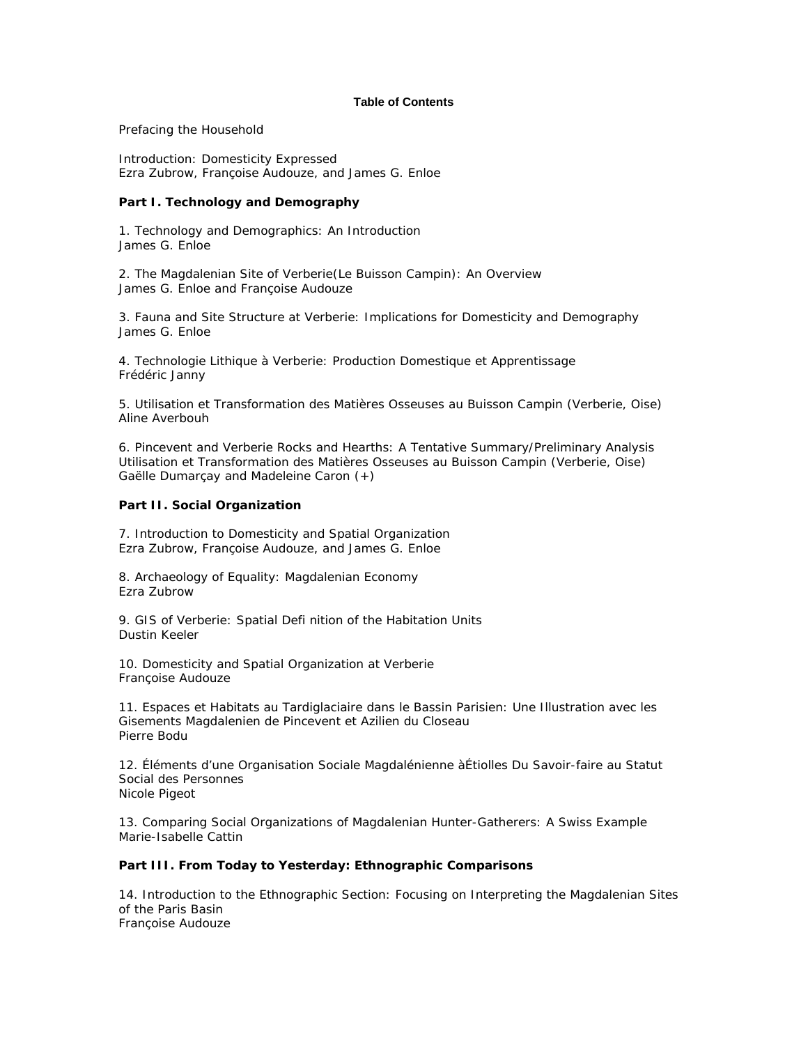# Table of Contents

Prefacing the Household

Introduction: Domesticity Expressed
Ezra Zubrow, Françoise Audouze, and James G. Enloe

## Part I. Technology and Demography

1. Technology and Demographics: An Introduction
James G. Enloe

2. The Magdalenian Site of Verberie(Le Buisson Campin): An Overview
James G. Enloe and Françoise Audouze

3. Fauna and Site Structure at Verberie: Implications for Domesticity and Demography
James G. Enloe

4. Technologie Lithique à Verberie: Production Domestique et Apprentissage
Frédéric Janny

5. Utilisation et Transformation des Matières Osseuses au Buisson Campin (Verberie, Oise)
Aline Averbouh

6. Pincevent and Verberie Rocks and Hearths: A Tentative Summary/Preliminary Analysis
Utilisation et Transformation des Matières Osseuses au Buisson Campin (Verberie, Oise)
Gaëlle Dumarçay and Madeleine Caron (+)

## Part II. Social Organization

7. Introduction to Domesticity and Spatial Organization
Ezra Zubrow, Françoise Audouze, and James G. Enloe

8. Archaeology of Equality: Magdalenian Economy
Ezra Zubrow

9. GIS of Verberie: Spatial Defi nition of the Habitation Units
Dustin Keeler

10. Domesticity and Spatial Organization at Verberie
Françoise Audouze

11. Espaces et Habitats au Tardiglaciaire dans le Bassin Parisien: Une Illustration avec les Gisements Magdalenien de Pincevent et Azilien du Closeau
Pierre Bodu

12. Éléments d'une Organisation Sociale Magdalénienne àÉtiolles Du Savoir-faire au Statut Social des Personnes
Nicole Pigeot

13. Comparing Social Organizations of Magdalenian Hunter-Gatherers: A Swiss Example
Marie-Isabelle Cattin

## Part III. From Today to Yesterday: Ethnographic Comparisons

14. Introduction to the Ethnographic Section: Focusing on Interpreting the Magdalenian Sites of the Paris Basin
Françoise Audouze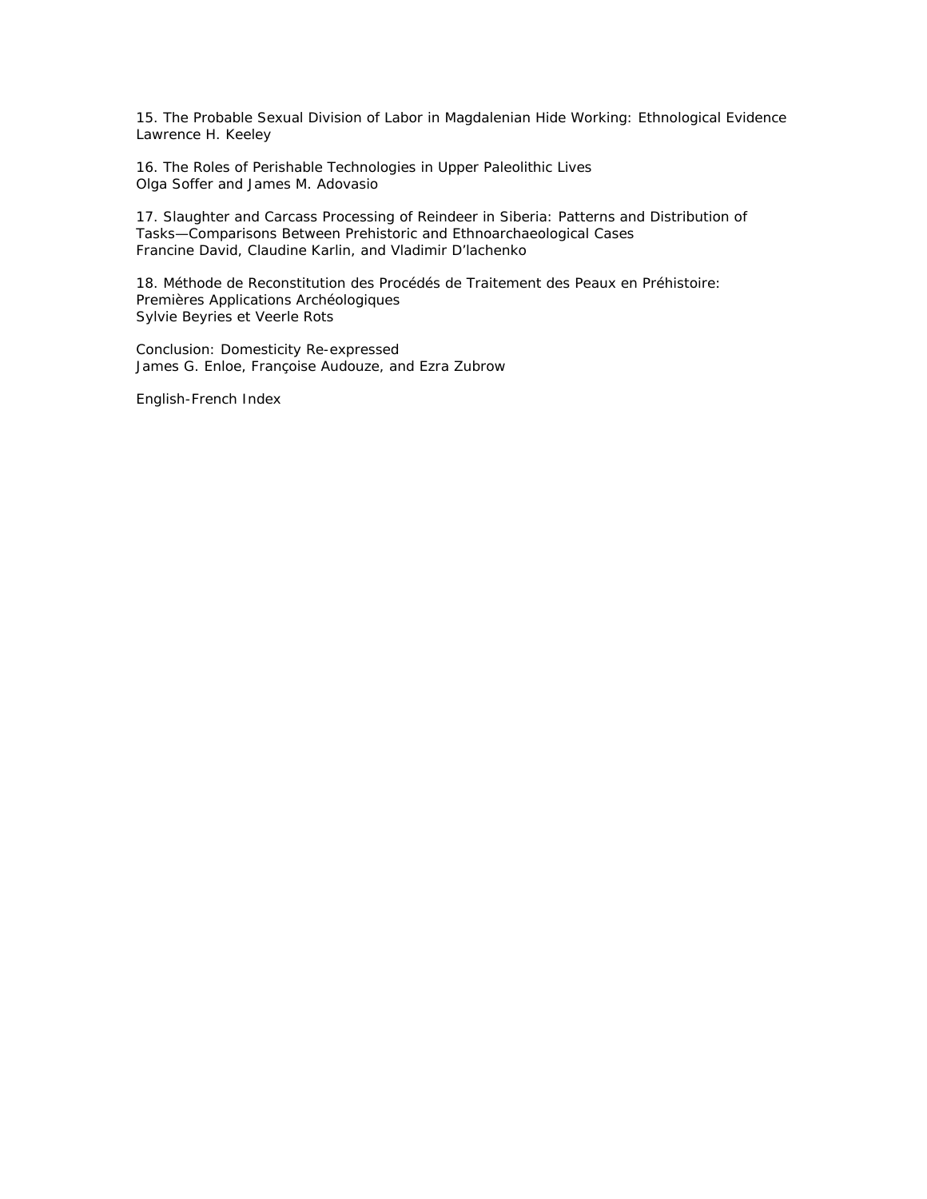15. The Probable Sexual Division of Labor in Magdalenian Hide Working: Ethnological Evidence
Lawrence H. Keeley

16. The Roles of Perishable Technologies in Upper Paleolithic Lives
Olga Soffer and James M. Adovasio

17. Slaughter and Carcass Processing of Reindeer in Siberia: Patterns and Distribution of Tasks—Comparisons Between Prehistoric and Ethnoarchaeological Cases
Francine David, Claudine Karlin, and Vladimir D'lachenko

18. Méthode de Reconstitution des Procédés de Traitement des Peaux en Préhistoire: Premières Applications Archéologiques
Sylvie Beyries et Veerle Rots

Conclusion: Domesticity Re-expressed
James G. Enloe, Françoise Audouze, and Ezra Zubrow

English-French Index